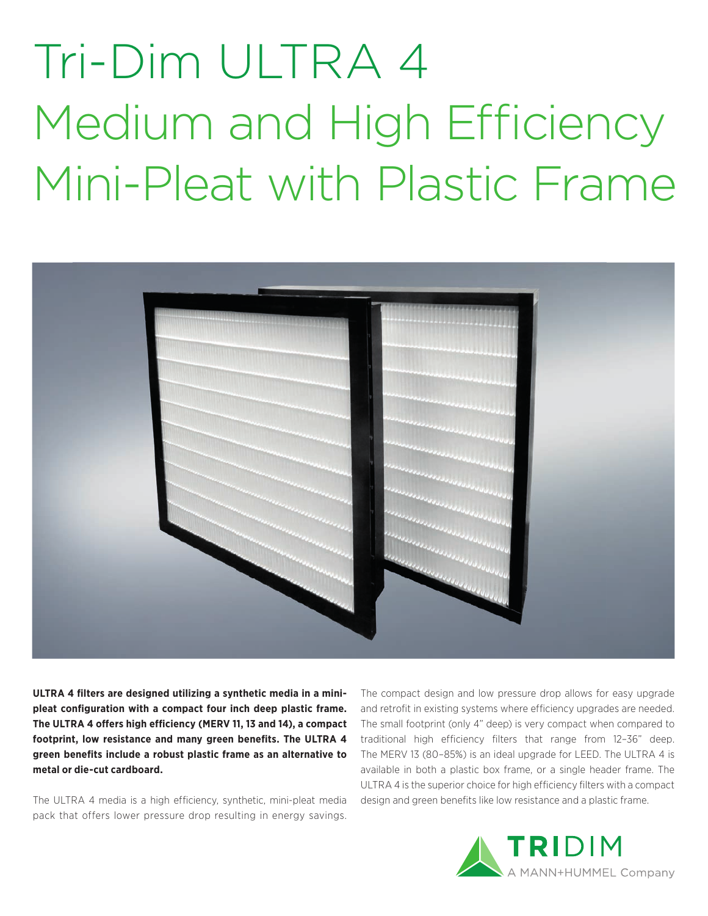# Tri-Dim ULTRA 4 Medium and High Efficiency Mini-Pleat with Plastic Frame

**ULTRA 4 filters are designed utilizing a synthetic media in a mini-pleat configuration with a compact four inch deep plastic frame. The ULTRA 4 offers high efficiency (MERV 11, 13 and 14), a compact footprint, low resistance and many green benefits. The ULTRA 4 green benefits include a robust plastic frame as an alternative to metal or die-cut cardboard.**

The ULTRA 4 media is a high efficiency, synthetic, mini-pleat media pack that offers lower pressure drop resulting in energy savings. The compact design and low pressure drop allows for easy upgrade and retrofit in existing systems where efficiency upgrades are needed. The small footprint (only 4" deep) is very compact when compared to traditional high efficiency filters that range from 12–36" deep. The MERV 13 (80–85%) is an ideal upgrade for LEED. The ULTRA 4 is available in both a plastic box frame, or a single header frame. The ULTRA 4 is the superior choice for high efficiency filters with a compact design and green benefits like low resistance and a plastic frame.

TRIDIM
A MANN+HUMMEL Company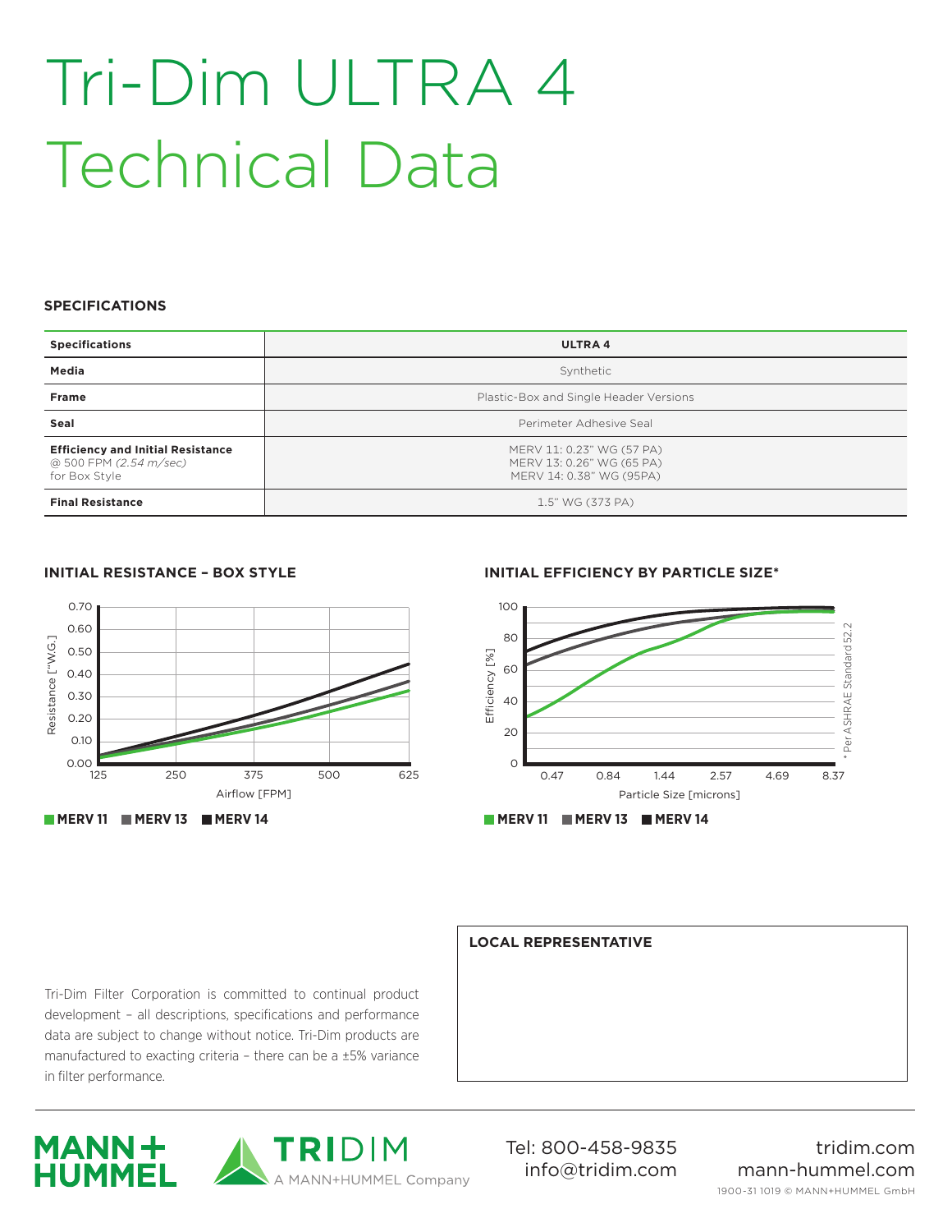// Tri-Dim ULTRA 4 Technical Data — converted page content

# Tri-Dim ULTRA 4 Technical Data

### SPECIFICATIONS

| Specifications | ULTRA 4 |
|---|---|
| **Media** | Synthetic |
| **Frame** | Plastic-Box and Single Header Versions |
| **Seal** | Perimeter Adhesive Seal |
| **Efficiency and Initial Resistance** @ 500 FPM *(2.54 m/sec)* for Box Style | MERV 11: 0.23" WG (57 PA)<br>MERV 13: 0.26" WG (65 PA)<br>MERV 14: 0.38" WG (95PA) |
| **Final Resistance** | 1.5" WG (373 PA) |

### INITIAL RESISTANCE – BOX STYLE

Resistance ["W.G.]

0.70
0.60
0.50
0.40
0.30
0.20
0.10
0.00

125 250 375 500 625

Airflow [FPM]

MERV 11 MERV 13 MERV 14

### INITIAL EFFICIENCY BY PARTICLE SIZE*

Efficiency [%]

100
80
60
40
20
0

0.47 0.84 1.44 2.57 4.69 8.37

Particle Size [microns]

* Per ASHRAE Standard 52.2

MERV 11 MERV 13 MERV 14

Tri-Dim Filter Corporation is committed to continual product development – all descriptions, specifications and performance data are subject to change without notice. Tri-Dim products are manufactured to exacting criteria – there can be a ±5% variance in filter performance.

**LOCAL REPRESENTATIVE**

MANN+HUMMEL

TRIDIM
A MANN+HUMMEL Company

Tel: 800-458-9835
info@tridim.com

tridim.com
mann-hummel.com

1900-31 1019 © MANN+HUMMEL GmbH